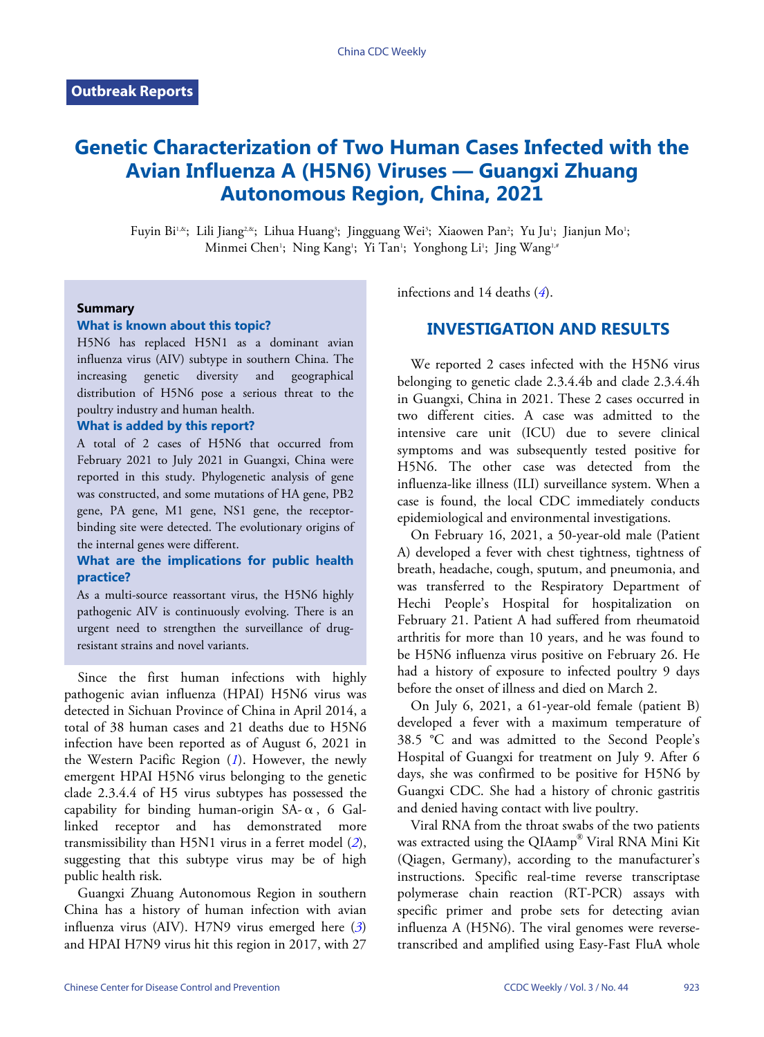## Outbreak Reports

# Genetic Characterization of Two Human Cases Infected with the Avian Influenza A (H5N6) Viruses — Guangxi Zhuang Autonomous Region, China, 2021

Fuyin Bi[1,&]; Lili Jiang[2,&]; Lihua Huang[3]; Jingguang Wei[3]; Xiaowen Pan[2]; Yu Ju[1]; Jianjun Mo[1]; Minmei Chen[1]; Ning Kang[1]; Yi Tan[1]; Yonghong Li[1]; Jing Wang[1,#]

### Summary

**What is known about this topic?**

H5N6 has replaced H5N1 as a dominant avian influenza virus (AIV) subtype in southern China. The increasing genetic diversity and geographical distribution of H5N6 pose a serious threat to the poultry industry and human health.

**What is added by this report?**

A total of 2 cases of H5N6 that occurred from February 2021 to July 2021 in Guangxi, China were reported in this study. Phylogenetic analysis of gene was constructed, and some mutations of HA gene, PB2 gene, PA gene, M1 gene, NS1 gene, the receptor-binding site were detected. The evolutionary origins of the internal genes were different.

**What are the implications for public health practice?**

As a multi-source reassortant virus, the H5N6 highly pathogenic AIV is continuously evolving. There is an urgent need to strengthen the surveillance of drug-resistant strains and novel variants.

Since the first human infections with highly pathogenic avian influenza (HPAI) H5N6 virus was detected in Sichuan Province of China in April 2014, a total of 38 human cases and 21 deaths due to H5N6 infection have been reported as of August 6, 2021 in the Western Pacific Region (*1*). However, the newly emergent HPAI H5N6 virus belonging to the genetic clade 2.3.4.4 of H5 virus subtypes has possessed the capability for binding human-origin SA-α, 6 Gal-linked receptor and has demonstrated more transmissibility than H5N1 virus in a ferret model (*2*), suggesting that this subtype virus may be of high public health risk.

Guangxi Zhuang Autonomous Region in southern China has a history of human infection with avian influenza virus (AIV). H7N9 virus emerged here (*3*) and HPAI H7N9 virus hit this region in 2017, with 27 infections and 14 deaths (*4*).

## INVESTIGATION AND RESULTS

We reported 2 cases infected with the H5N6 virus belonging to genetic clade 2.3.4.4b and clade 2.3.4.4h in Guangxi, China in 2021. These 2 cases occurred in two different cities. A case was admitted to the intensive care unit (ICU) due to severe clinical symptoms and was subsequently tested positive for H5N6. The other case was detected from the influenza-like illness (ILI) surveillance system. When a case is found, the local CDC immediately conducts epidemiological and environmental investigations.

On February 16, 2021, a 50-year-old male (Patient A) developed a fever with chest tightness, tightness of breath, headache, cough, sputum, and pneumonia, and was transferred to the Respiratory Department of Hechi People's Hospital for hospitalization on February 21. Patient A had suffered from rheumatoid arthritis for more than 10 years, and he was found to be H5N6 influenza virus positive on February 26. He had a history of exposure to infected poultry 9 days before the onset of illness and died on March 2.

On July 6, 2021, a 61-year-old female (patient B) developed a fever with a maximum temperature of 38.5 °C and was admitted to the Second People's Hospital of Guangxi for treatment on July 9. After 6 days, she was confirmed to be positive for H5N6 by Guangxi CDC. She had a history of chronic gastritis and denied having contact with live poultry.

Viral RNA from the throat swabs of the two patients was extracted using the QIAamp® Viral RNA Mini Kit (Qiagen, Germany), according to the manufacturer's instructions. Specific real-time reverse transcriptase polymerase chain reaction (RT-PCR) assays with specific primer and probe sets for detecting avian influenza A (H5N6). The viral genomes were reverse-transcribed and amplified using Easy-Fast FluA whole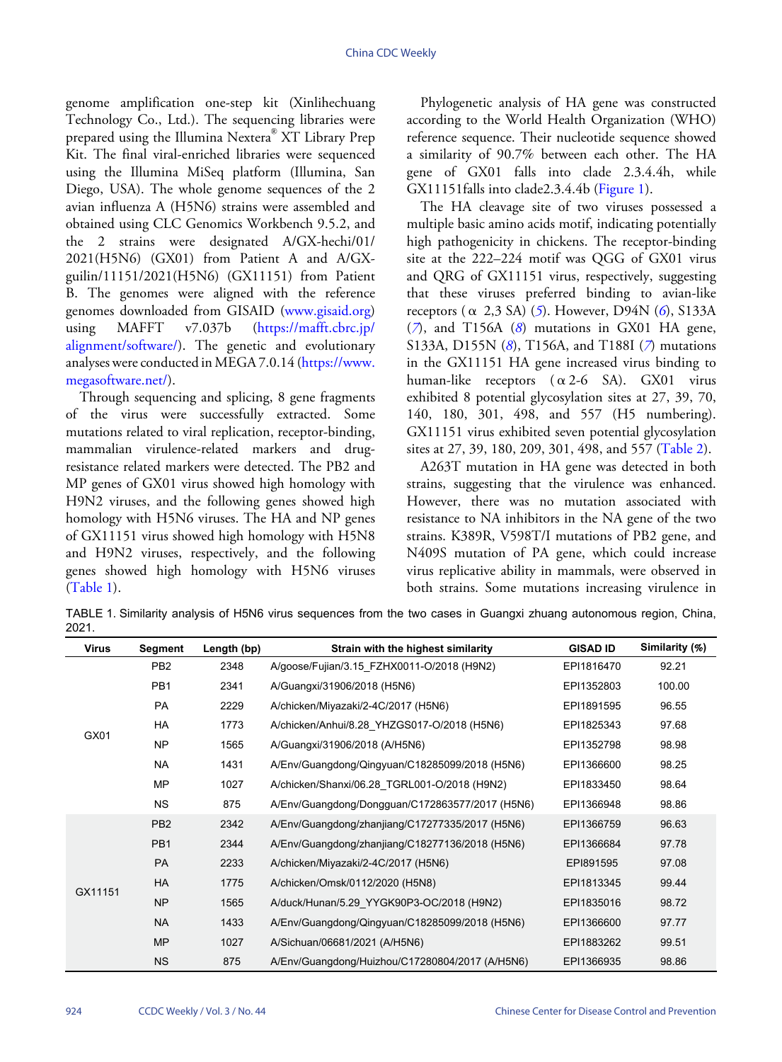genome amplification one-step kit (Xinlihechuang Technology Co., Ltd.). The sequencing libraries were prepared using the Illumina Nextera® XT Library Prep Kit. The final viral-enriched libraries were sequenced using the Illumina MiSeq platform (Illumina, San Diego, USA). The whole genome sequences of the 2 avian influenza A (H5N6) strains were assembled and obtained using CLC Genomics Workbench 9.5.2, and the 2 strains were designated A/GX-hechi/01/2021(H5N6) (GX01) from Patient A and A/GX-guilin/11151/2021(H5N6) (GX11151) from Patient B. The genomes were aligned with the reference genomes downloaded from GISAID (www.gisaid.org) using MAFFT v7.037b (https://mafft.cbrc.jp/alignment/software/). The genetic and evolutionary analyses were conducted in MEGA 7.0.14 (https://www.megasoftware.net/).

Through sequencing and splicing, 8 gene fragments of the virus were successfully extracted. Some mutations related to viral replication, receptor-binding, mammalian virulence-related markers and drug-resistance related markers were detected. The PB2 and MP genes of GX01 virus showed high homology with H9N2 viruses, and the following genes showed high homology with H5N6 viruses. The HA and NP genes of GX11151 virus showed high homology with H5N8 and H9N2 viruses, respectively, and the following genes showed high homology with H5N6 viruses (Table 1).

Phylogenetic analysis of HA gene was constructed according to the World Health Organization (WHO) reference sequence. Their nucleotide sequence showed a similarity of 90.7% between each other. The HA gene of GX01 falls into clade 2.3.4.4h, while GX11151falls into clade2.3.4.4b (Figure 1).

The HA cleavage site of two viruses possessed a multiple basic amino acids motif, indicating potentially high pathogenicity in chickens. The receptor-binding site at the 222–224 motif was QGG of GX01 virus and QRG of GX11151 virus, respectively, suggesting that these viruses preferred binding to avian-like receptors (α 2,3 SA) (*5*). However, D94N (*6*), S133A (*7*), and T156A (*8*) mutations in GX01 HA gene, S133A, D155N (*8*), T156A, and T188I (*7*) mutations in the GX11151 HA gene increased virus binding to human-like receptors (α2-6 SA). GX01 virus exhibited 8 potential glycosylation sites at 27, 39, 70, 140, 180, 301, 498, and 557 (H5 numbering). GX11151 virus exhibited seven potential glycosylation sites at 27, 39, 180, 209, 301, 498, and 557 (Table 2).

A263T mutation in HA gene was detected in both strains, suggesting that the virulence was enhanced. However, there was no mutation associated with resistance to NA inhibitors in the NA gene of the two strains. K389R, V598T/I mutations of PB2 gene, and N409S mutation of PA gene, which could increase virus replicative ability in mammals, were observed in both strains. Some mutations increasing virulence in

TABLE 1. Similarity analysis of H5N6 virus sequences from the two cases in Guangxi zhuang autonomous region, China, 2021.

| Virus | Segment | Length (bp) | Strain with the highest similarity | GISAD ID | Similarity (%) |
|---|---|---|---|---|---|
| GX01 | PB2 | 2348 | A/goose/Fujian/3.15_FZHX0011-O/2018 (H9N2) | EPI1816470 | 92.21 |
| | PB1 | 2341 | A/Guangxi/31906/2018 (H5N6) | EPI1352803 | 100.00 |
| | PA | 2229 | A/chicken/Miyazaki/2-4C/2017 (H5N6) | EPI1891595 | 96.55 |
| | HA | 1773 | A/chicken/Anhui/8.28_YHZGS017-O/2018 (H5N6) | EPI1825343 | 97.68 |
| | NP | 1565 | A/Guangxi/31906/2018 (A/H5N6) | EPI1352798 | 98.98 |
| | NA | 1431 | A/Env/Guangdong/Qingyuan/C18285099/2018 (H5N6) | EPI1366600 | 98.25 |
| | MP | 1027 | A/chicken/Shanxi/06.28_TGRL001-O/2018 (H9N2) | EPI1833450 | 98.64 |
| | NS | 875 | A/Env/Guangdong/Dongguan/C172863577/2017 (H5N6) | EPI1366948 | 98.86 |
| GX11151 | PB2 | 2342 | A/Env/Guangdong/zhanjiang/C17277335/2017 (H5N6) | EPI1366759 | 96.63 |
| | PB1 | 2344 | A/Env/Guangdong/zhanjiang/C18277136/2018 (H5N6) | EPI1366684 | 97.78 |
| | PA | 2233 | A/chicken/Miyazaki/2-4C/2017 (H5N6) | EPI891595 | 97.08 |
| | HA | 1775 | A/chicken/Omsk/0112/2020 (H5N8) | EPI1813345 | 99.44 |
| | NP | 1565 | A/duck/Hunan/5.29_YYGK90P3-OC/2018 (H9N2) | EPI1835016 | 98.72 |
| | NA | 1433 | A/Env/Guangdong/Qingyuan/C18285099/2018 (H5N6) | EPI1366600 | 97.77 |
| | MP | 1027 | A/Sichuan/06681/2021 (A/H5N6) | EPI1883262 | 99.51 |
| | NS | 875 | A/Env/Guangdong/Huizhou/C17280804/2017 (A/H5N6) | EPI1366935 | 98.86 |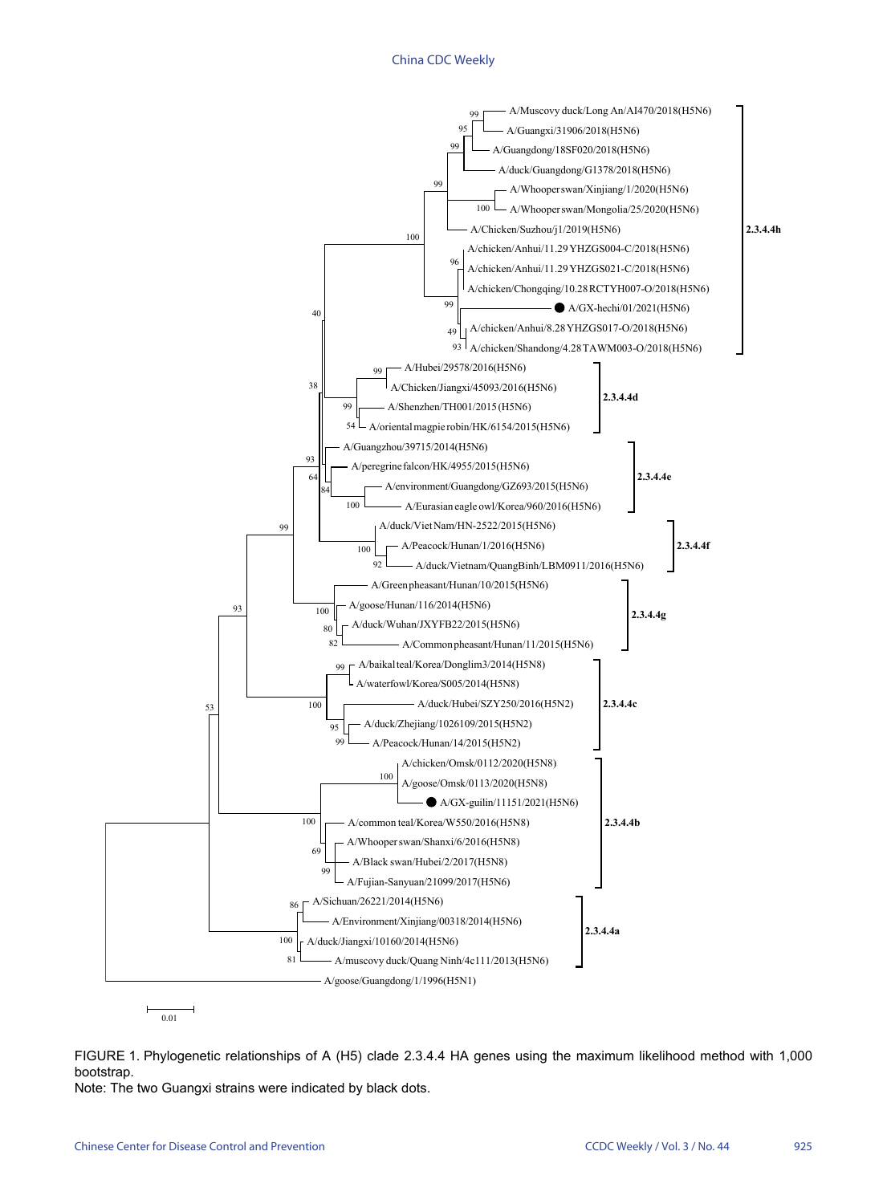FIGURE 1. Phylogenetic relationships of A (H5) clade 2.3.4.4 HA genes using the maximum likelihood method with 1,000 bootstrap.

Note: The two Guangxi strains were indicated by black dots.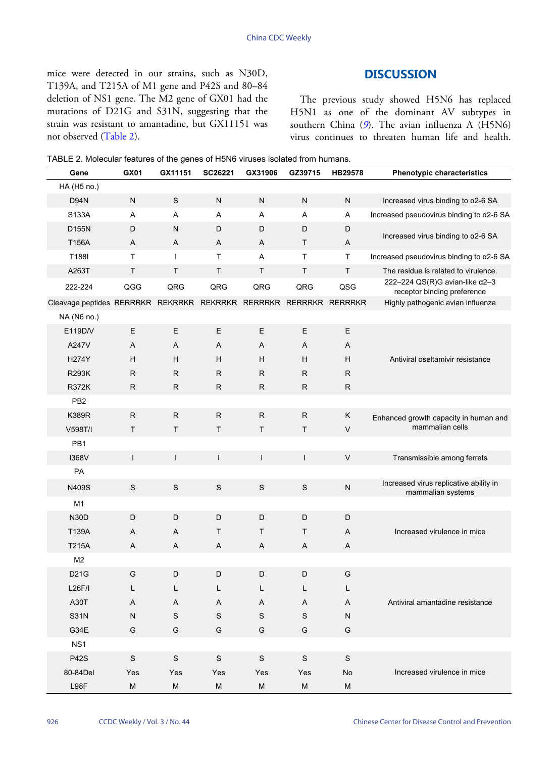mice were detected in our strains, such as N30D, T139A, and T215A of M1 gene and P42S and 80–84 deletion of NS1 gene. The M2 gene of GX01 had the mutations of D21G and S31N, suggesting that the strain was resistant to amantadine, but GX11151 was not observed (Table 2).

## DISCUSSION

The previous study showed H5N6 has replaced H5N1 as one of the dominant AV subtypes in southern China (9). The avian influenza A (H5N6) virus continues to threaten human life and health.

TABLE 2. Molecular features of the genes of H5N6 viruses isolated from humans.

| Gene | GX01 | GX11151 | SC26221 | GX31906 | GZ39715 | HB29578 | Phenotypic characteristics |
|---|---|---|---|---|---|---|---|
| HA (H5 no.) | | | | | | | |
| D94N | N | S | N | N | N | N | Increased virus binding to α2-6 SA |
| S133A | A | A | A | A | A | A | Increased pseudovirus binding to α2-6 SA |
| D155N | D | N | D | D | D | D | Increased virus binding to α2-6 SA |
| T156A | A | A | A | A | T | A | |
| T188I | T | I | T | A | T | T | Increased pseudovirus binding to α2-6 SA |
| A263T | T | T | T | T | T | T | The residue is related to virulence. |
| 222-224 | QGG | QRG | QRG | QRG | QRG | QSG | 222–224 QS(R)G avian-like α2–3 receptor binding preference |
| Cleavage peptides | RERRRKR | REKRRKR | REKRRKR | RERRRKR | RERRRKR | RERRRKR | Highly pathogenic avian influenza |
| NA (N6 no.) | | | | | | | |
| E119D/V | E | E | E | E | E | E | Antiviral oseltamivir resistance |
| A247V | A | A | A | A | A | A | |
| H274Y | H | H | H | H | H | H | |
| R293K | R | R | R | R | R | R | |
| R372K | R | R | R | R | R | R | |
| PB2 | | | | | | | |
| K389R | R | R | R | R | R | K | Enhanced growth capacity in human and mammalian cells |
| V598T/I | T | T | T | T | T | V | |
| PB1 | | | | | | | |
| I368V | I | I | I | I | I | V | Transmissible among ferrets |
| PA | | | | | | | |
| N409S | S | S | S | S | S | N | Increased virus replicative ability in mammalian systems |
| M1 | | | | | | | |
| N30D | D | D | D | D | D | D | Increased virulence in mice |
| T139A | A | A | T | T | T | A | |
| T215A | A | A | A | A | A | A | |
| M2 | | | | | | | |
| D21G | G | D | D | D | D | G | Antiviral amantadine resistance |
| L26F/I | L | L | L | L | L | L | |
| A30T | A | A | A | A | A | A | |
| S31N | N | S | S | S | S | N | |
| G34E | G | G | G | G | G | G | |
| NS1 | | | | | | | |
| P42S | S | S | S | S | S | S | Increased virulence in mice |
| 80-84Del | Yes | Yes | Yes | Yes | Yes | No | |
| L98F | M | M | M | M | M | M | |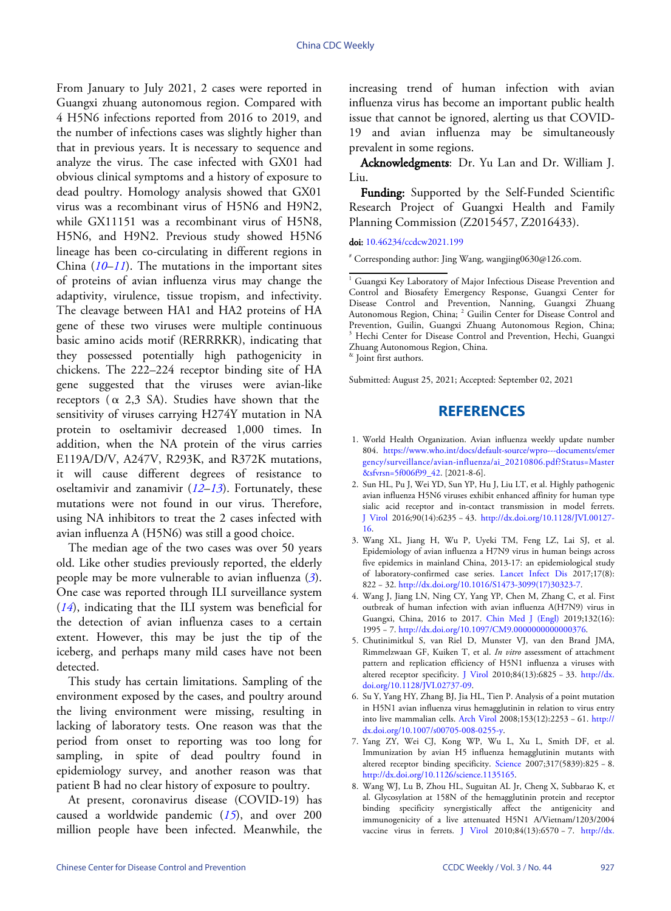From January to July 2021, 2 cases were reported in Guangxi zhuang autonomous region. Compared with 4 H5N6 infections reported from 2016 to 2019, and the number of infections cases was slightly higher than that in previous years. It is necessary to sequence and analyze the virus. The case infected with GX01 had obvious clinical symptoms and a history of exposure to dead poultry. Homology analysis showed that GX01 virus was a recombinant virus of H5N6 and H9N2, while GX11151 was a recombinant virus of H5N8, H5N6, and H9N2. Previous study showed H5N6 lineage has been co-circulating in different regions in China (*10*–*11*). The mutations in the important sites of proteins of avian influenza virus may change the adaptivity, virulence, tissue tropism, and infectivity. The cleavage between HA1 and HA2 proteins of HA gene of these two viruses were multiple continuous basic amino acids motif (RERRRKR), indicating that they possessed potentially high pathogenicity in chickens. The 222–224 receptor binding site of HA gene suggested that the viruses were avian-like receptors ($\alpha$ 2,3 SA). Studies have shown that the sensitivity of viruses carrying H274Y mutation in NA protein to oseltamivir decreased 1,000 times. In addition, when the NA protein of the virus carries E119A/D/V, A247V, R293K, and R372K mutations, it will cause different degrees of resistance to oseltamivir and zanamivir (*12*–*13*). Fortunately, these mutations were not found in our virus. Therefore, using NA inhibitors to treat the 2 cases infected with avian influenza A (H5N6) was still a good choice.

The median age of the two cases was over 50 years old. Like other studies previously reported, the elderly people may be more vulnerable to avian influenza (*3*). One case was reported through ILI surveillance system (*14*), indicating that the ILI system was beneficial for the detection of avian influenza cases to a certain extent. However, this may be just the tip of the iceberg, and perhaps many mild cases have not been detected.

This study has certain limitations. Sampling of the environment exposed by the cases, and poultry around the living environment were missing, resulting in lacking of laboratory tests. One reason was that the period from onset to reporting was too long for sampling, in spite of dead poultry found in epidemiology survey, and another reason was that patient B had no clear history of exposure to poultry.

At present, coronavirus disease (COVID-19) has caused a worldwide pandemic (*15*), and over 200 million people have been infected. Meanwhile, the increasing trend of human infection with avian influenza virus has become an important public health issue that cannot be ignored, alerting us that COVID-19 and avian influenza may be simultaneously prevalent in some regions.

**Acknowledgments**: Dr. Yu Lan and Dr. William J. Liu.

**Funding:** Supported by the Self-Funded Scientific Research Project of Guangxi Health and Family Planning Commission (Z2015457, Z2016433).

**doi:** 10.46234/ccdcw2021.199

[#] Corresponding author: Jing Wang, wangjing0630@126.com.

[1] Guangxi Key Laboratory of Major Infectious Disease Prevention and Control and Biosafety Emergency Response, Guangxi Center for Disease Control and Prevention, Nanning, Guangxi Zhuang Autonomous Region, China; [2] Guilin Center for Disease Control and Prevention, Guilin, Guangxi Zhuang Autonomous Region, China; [3] Hechi Center for Disease Control and Prevention, Hechi, Guangxi Zhuang Autonomous Region, China.

[&] Joint first authors.

Submitted: August 25, 2021; Accepted: September 02, 2021

## REFERENCES

1. World Health Organization. Avian influenza weekly update number 804. https://www.who.int/docs/default-source/wpro---documents/emergency/surveillance/avian-influenza/ai_20210806.pdf?Status=Master&sfvrsn=5f006f99_42. [2021-8-6].
2. Sun HL, Pu J, Wei YD, Sun YP, Hu J, Liu LT, et al. Highly pathogenic avian influenza H5N6 viruses exhibit enhanced affinity for human type sialic acid receptor and in-contact transmission in model ferrets. J Virol 2016;90(14):6235 – 43. http://dx.doi.org/10.1128/JVI.00127-16.
3. Wang XL, Jiang H, Wu P, Uyeki TM, Feng LZ, Lai SJ, et al. Epidemiology of avian influenza a H7N9 virus in human beings across five epidemics in mainland China, 2013-17: an epidemiological study of laboratory-confirmed case series. Lancet Infect Dis 2017;17(8): 822 – 32. http://dx.doi.org/10.1016/S1473-3099(17)30323-7.
4. Wang J, Jiang LN, Ning CY, Yang YP, Chen M, Zhang C, et al. First outbreak of human infection with avian influenza A(H7N9) virus in Guangxi, China, 2016 to 2017. Chin Med J (Engl) 2019;132(16): 1995 – 7. http://dx.doi.org/10.1097/CM9.0000000000000376.
5. Chutinimitkul S, van Riel D, Munster VJ, van den Brand JMA, Rimmelzwaan GF, Kuiken T, et al. *In vitro* assessment of attachment pattern and replication efficiency of H5N1 influenza a viruses with altered receptor specificity. J Virol 2010;84(13):6825 – 33. http://dx.doi.org/10.1128/JVI.02737-09.
6. Su Y, Yang HY, Zhang BJ, Jia HL, Tien P. Analysis of a point mutation in H5N1 avian influenza virus hemagglutinin in relation to virus entry into live mammalian cells. Arch Virol 2008;153(12):2253 – 61. http://dx.doi.org/10.1007/s00705-008-0255-y.
7. Yang ZY, Wei CJ, Kong WP, Wu L, Xu L, Smith DF, et al. Immunization by avian H5 influenza hemagglutinin mutants with altered receptor binding specificity. Science 2007;317(5839):825 – 8. http://dx.doi.org/10.1126/science.1135165.
8. Wang WJ, Lu B, Zhou HL, Suguitan AL Jr, Cheng X, Subbarao K, et al. Glycosylation at 158N of the hemagglutinin protein and receptor binding specificity synergistically affect the antigenicity and immunogenicity of a live attenuated H5N1 A/Vietnam/1203/2004 vaccine virus in ferrets. J Virol 2010;84(13):6570 – 7. http://dx.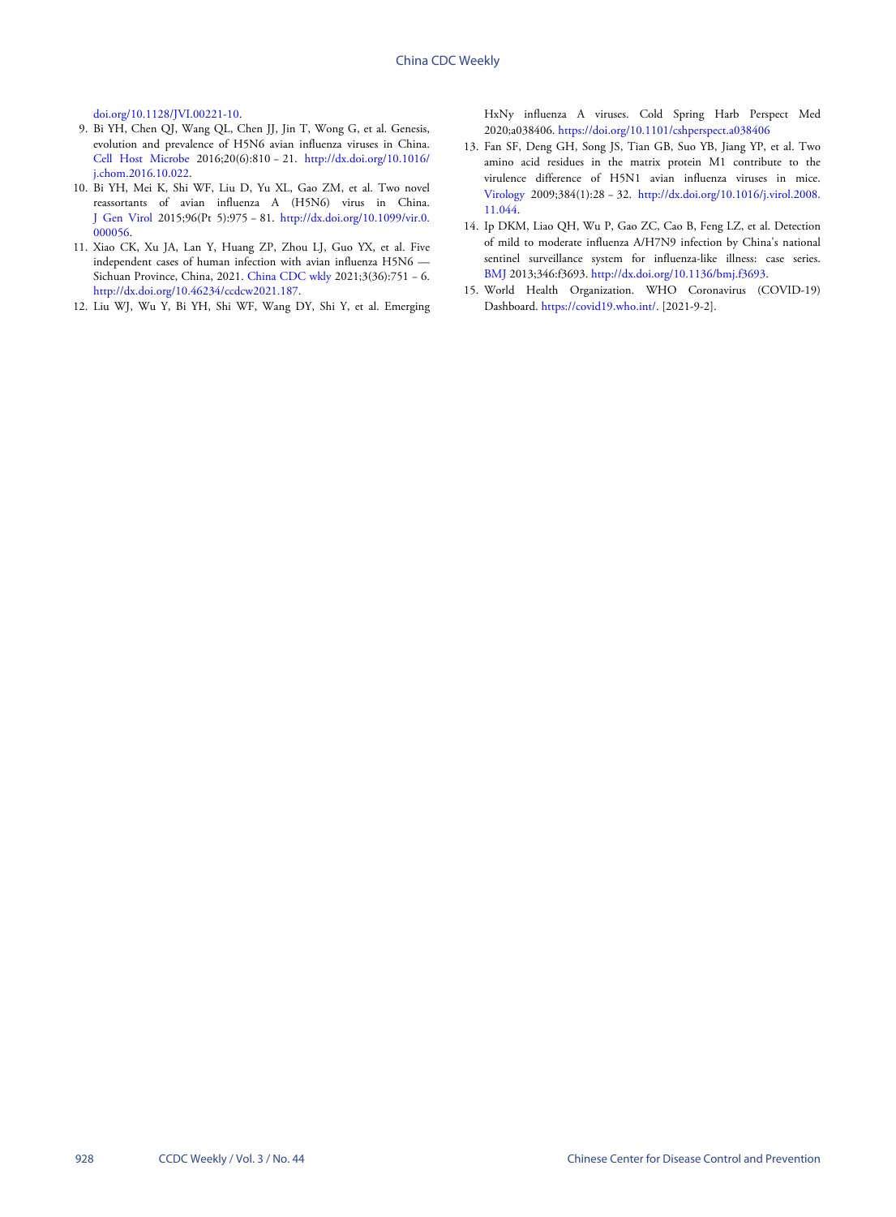doi.org/10.1128/JVI.00221-10.

9. Bi YH, Chen QJ, Wang QL, Chen JJ, Jin T, Wong G, et al. Genesis, evolution and prevalence of H5N6 avian influenza viruses in China. Cell Host Microbe 2016;20(6):810 – 21. http://dx.doi.org/10.1016/j.chom.2016.10.022.
10. Bi YH, Mei K, Shi WF, Liu D, Yu XL, Gao ZM, et al. Two novel reassortants of avian influenza A (H5N6) virus in China. J Gen Virol 2015;96(Pt 5):975 – 81. http://dx.doi.org/10.1099/vir.0.000056.
11. Xiao CK, Xu JA, Lan Y, Huang ZP, Zhou LJ, Guo YX, et al. Five independent cases of human infection with avian influenza H5N6 — Sichuan Province, China, 2021. China CDC wkly 2021;3(36):751 – 6. http://dx.doi.org/10.46234/ccdcw2021.187.
12. Liu WJ, Wu Y, Bi YH, Shi WF, Wang DY, Shi Y, et al. Emerging HxNy influenza A viruses. Cold Spring Harb Perspect Med 2020;a038406. https://doi.org/10.1101/cshperspect.a038406
13. Fan SF, Deng GH, Song JS, Tian GB, Suo YB, Jiang YP, et al. Two amino acid residues in the matrix protein M1 contribute to the virulence difference of H5N1 avian influenza viruses in mice. Virology 2009;384(1):28 – 32. http://dx.doi.org/10.1016/j.virol.2008.11.044.
14. Ip DKM, Liao QH, Wu P, Gao ZC, Cao B, Feng LZ, et al. Detection of mild to moderate influenza A/H7N9 infection by China's national sentinel surveillance system for influenza-like illness: case series. BMJ 2013;346:f3693. http://dx.doi.org/10.1136/bmj.f3693.
15. World Health Organization. WHO Coronavirus (COVID-19) Dashboard. https://covid19.who.int/. [2021-9-2].